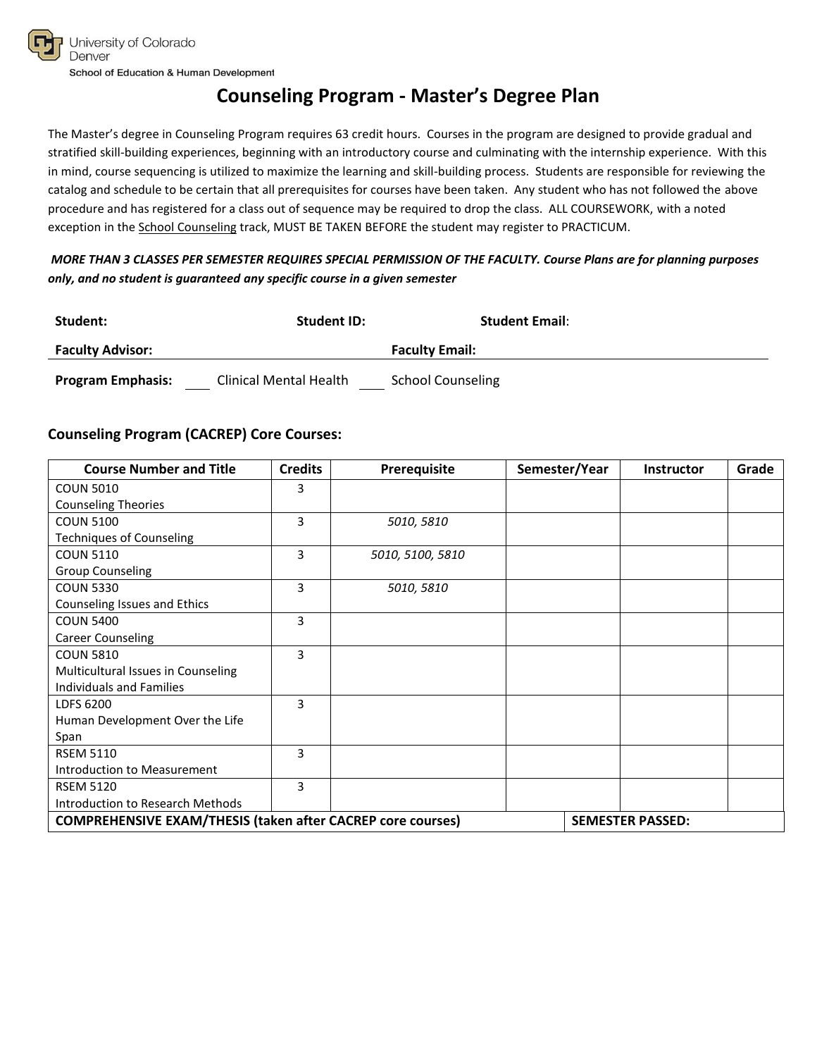University of Colorado Denver
School of Education & Human Development

# Counseling Program - Master's Degree Plan

The Master's degree in Counseling Program requires 63 credit hours. Courses in the program are designed to provide gradual and stratified skill-building experiences, beginning with an introductory course and culminating with the internship experience. With this in mind, course sequencing is utilized to maximize the learning and skill-building process. Students are responsible for reviewing the catalog and schedule to be certain that all prerequisites for courses have been taken. Any student who has not followed the above procedure and has registered for a class out of sequence may be required to drop the class. ALL COURSEWORK, with a noted exception in the School Counseling track, MUST BE TAKEN BEFORE the student may register to PRACTICUM.

***MORE THAN 3 CLASSES PER SEMESTER REQUIRES SPECIAL PERMISSION OF THE FACULTY. Course Plans are for planning purposes only, and no student is guaranteed any specific course in a given semester***

**Student:** **Student ID:** **Student Email**:

**Faculty Advisor:** **Faculty Email:**

**Program Emphasis:** ____ Clinical Mental Health ____ School Counseling

## Counseling Program (CACREP) Core Courses:

| Course Number and Title | Credits | Prerequisite | Semester/Year | Instructor | Grade |
|---|---|---|---|---|---|
| COUN 5010<br>Counseling Theories | 3 | | | | |
| COUN 5100<br>Techniques of Counseling | 3 | *5010, 5810* | | | |
| COUN 5110<br>Group Counseling | 3 | *5010, 5100, 5810* | | | |
| COUN 5330<br>Counseling Issues and Ethics | 3 | *5010, 5810* | | | |
| COUN 5400<br>Career Counseling | 3 | | | | |
| COUN 5810<br>Multicultural Issues in Counseling Individuals and Families | 3 | | | | |
| LDFS 6200<br>Human Development Over the Life Span | 3 | | | | |
| RSEM 5110<br>Introduction to Measurement | 3 | | | | |
| RSEM 5120<br>Introduction to Research Methods | 3 | | | | |
| **COMPREHENSIVE EXAM/THESIS (taken after CACREP core courses)** | | | | **SEMESTER PASSED:** | |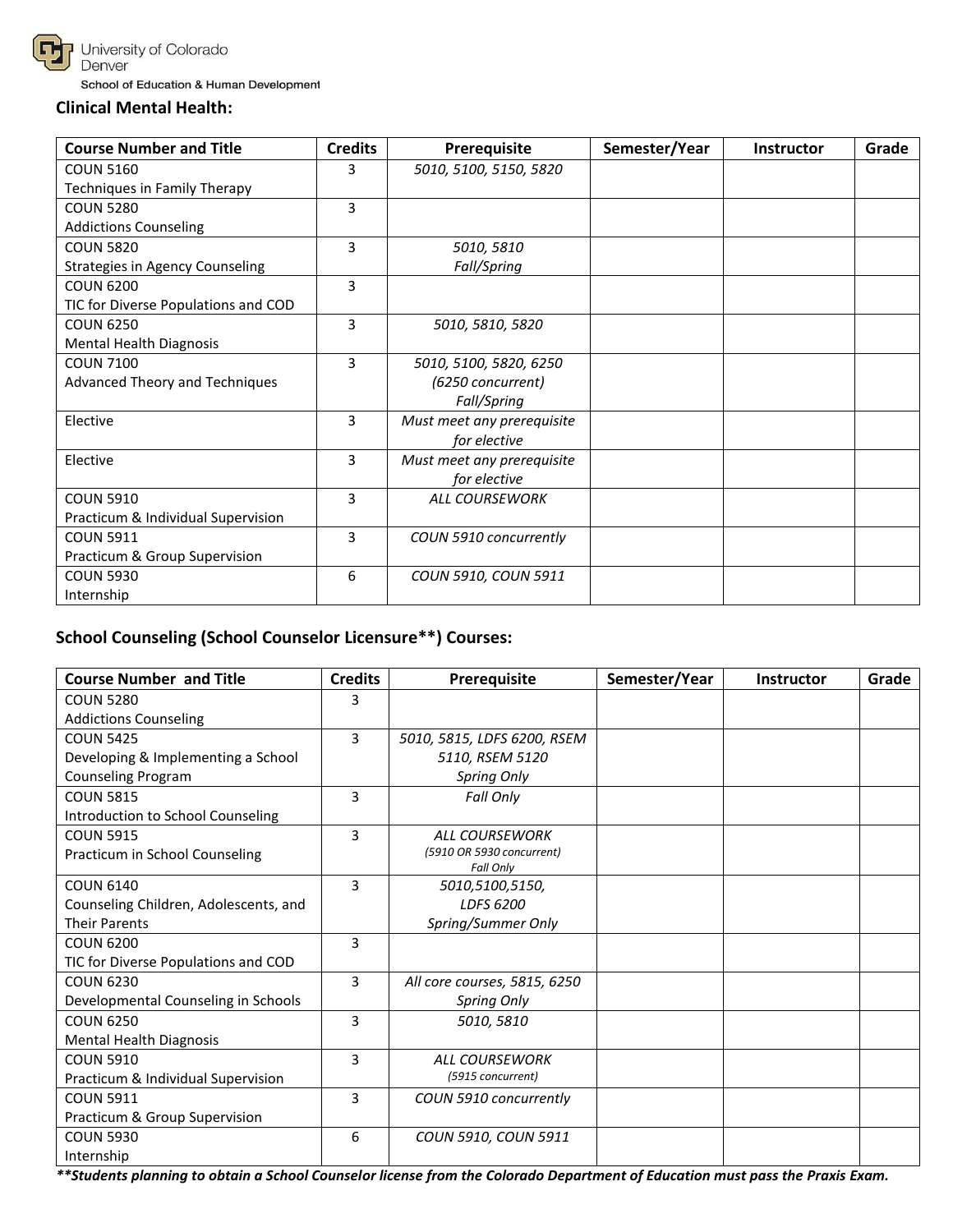**Clinical Mental Health:**

| Course Number and Title | Credits | Prerequisite | Semester/Year | Instructor | Grade |
|---|---|---|---|---|---|
| COUN 5160 Techniques in Family Therapy | 3 | *5010, 5100, 5150, 5820* | | | |
| COUN 5280 Addictions Counseling | 3 | | | | |
| COUN 5820 Strategies in Agency Counseling | 3 | *5010, 5810 Fall/Spring* | | | |
| COUN 6200 TIC for Diverse Populations and COD | 3 | | | | |
| COUN 6250 Mental Health Diagnosis | 3 | *5010, 5810, 5820* | | | |
| COUN 7100 Advanced Theory and Techniques | 3 | *5010, 5100, 5820, 6250 (6250 concurrent) Fall/Spring* | | | |
| Elective | 3 | *Must meet any prerequisite for elective* | | | |
| Elective | 3 | *Must meet any prerequisite for elective* | | | |
| COUN 5910 Practicum & Individual Supervision | 3 | *ALL COURSEWORK* | | | |
| COUN 5911 Practicum & Group Supervision | 3 | *COUN 5910 concurrently* | | | |
| COUN 5930 Internship | 6 | *COUN 5910, COUN 5911* | | | |

**School Counseling (School Counselor Licensure\*\*) Courses:**

| Course Number and Title | Credits | Prerequisite | Semester/Year | Instructor | Grade |
|---|---|---|---|---|---|
| COUN 5280 Addictions Counseling | 3 | | | | |
| COUN 5425 Developing & Implementing a School Counseling Program | 3 | *5010, 5815, LDFS 6200, RSEM 5110, RSEM 5120 Spring Only* | | | |
| COUN 5815 Introduction to School Counseling | 3 | *Fall Only* | | | |
| COUN 5915 Practicum in School Counseling | 3 | *ALL COURSEWORK (5910 OR 5930 concurrent) Fall Only* | | | |
| COUN 6140 Counseling Children, Adolescents, and Their Parents | 3 | *5010,5100,5150, LDFS 6200 Spring/Summer Only* | | | |
| COUN 6200 TIC for Diverse Populations and COD | 3 | | | | |
| COUN 6230 Developmental Counseling in Schools | 3 | *All core courses, 5815, 6250 Spring Only* | | | |
| COUN 6250 Mental Health Diagnosis | 3 | *5010, 5810* | | | |
| COUN 5910 Practicum & Individual Supervision | 3 | *ALL COURSEWORK (5915 concurrent)* | | | |
| COUN 5911 Practicum & Group Supervision | 3 | *COUN 5910 concurrently* | | | |
| COUN 5930 Internship | 6 | *COUN 5910, COUN 5911* | | | |

***\*\*Students planning to obtain a School Counselor license from the Colorado Department of Education must pass the Praxis Exam.***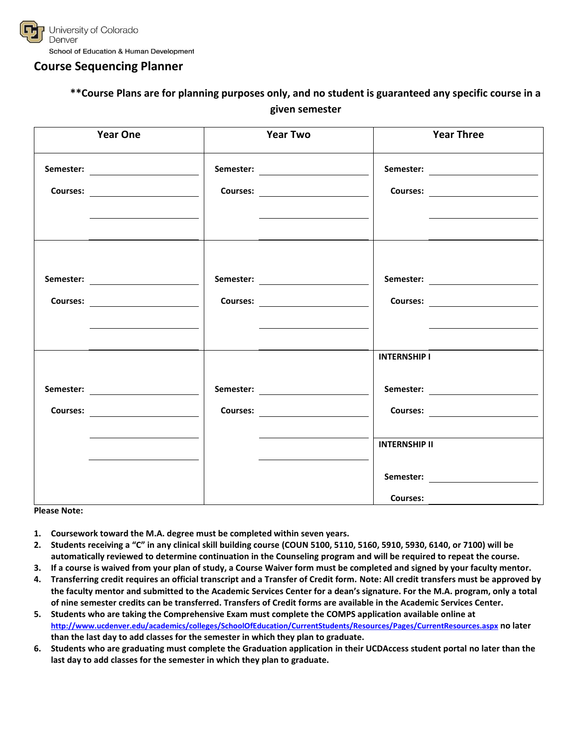University of Colorado Denver

School of Education & Human Development

## Course Sequencing Planner

**\*\*Course Plans are for planning purposes only, and no student is guaranteed any specific course in a given semester**

| Year One | Year Two | Year Three |
|---|---|---|
| **Semester:** ______<br>**Courses:** ______<br>______<br>______ | **Semester:** ______<br>**Courses:** ______<br>______<br>______ | **Semester:** ______<br>**Courses:** ______<br>______<br>______ |
| **Semester:** ______<br>**Courses:** ______<br>______<br>______ | **Semester:** ______<br>**Courses:** ______<br>______<br>______ | **Semester:** ______<br>**Courses:** ______<br>______<br>______ |
| **Semester:** ______<br>**Courses:** ______<br>______<br>______ | **Semester:** ______<br>**Courses:** ______<br>______<br>______ | **INTERNSHIP I**<br>**Semester:** ______<br>**Courses:** ______<br>**INTERNSHIP II**<br>**Semester:** ______<br>**Courses:** ______ |

**Please Note:**

1. **Coursework toward the M.A. degree must be completed within seven years.**
2. **Students receiving a "C" in any clinical skill building course (COUN 5100, 5110, 5160, 5910, 5930, 6140, or 7100) will be automatically reviewed to determine continuation in the Counseling program and will be required to repeat the course.**
3. **If a course is waived from your plan of study, a Course Waiver form must be completed and signed by your faculty mentor.**
4. **Transferring credit requires an official transcript and a Transfer of Credit form. Note: All credit transfers must be approved by the faculty mentor and submitted to the Academic Services Center for a dean's signature. For the M.A. program, only a total of nine semester credits can be transferred. Transfers of Credit forms are available in the Academic Services Center.**
5. **Students who are taking the Comprehensive Exam must complete the COMPS application available online at http://www.ucdenver.edu/academics/colleges/SchoolOfEducation/CurrentStudents/Resources/Pages/CurrentResources.aspx no later than the last day to add classes for the semester in which they plan to graduate.**
6. **Students who are graduating must complete the Graduation application in their UCDAccess student portal no later than the last day to add classes for the semester in which they plan to graduate.**